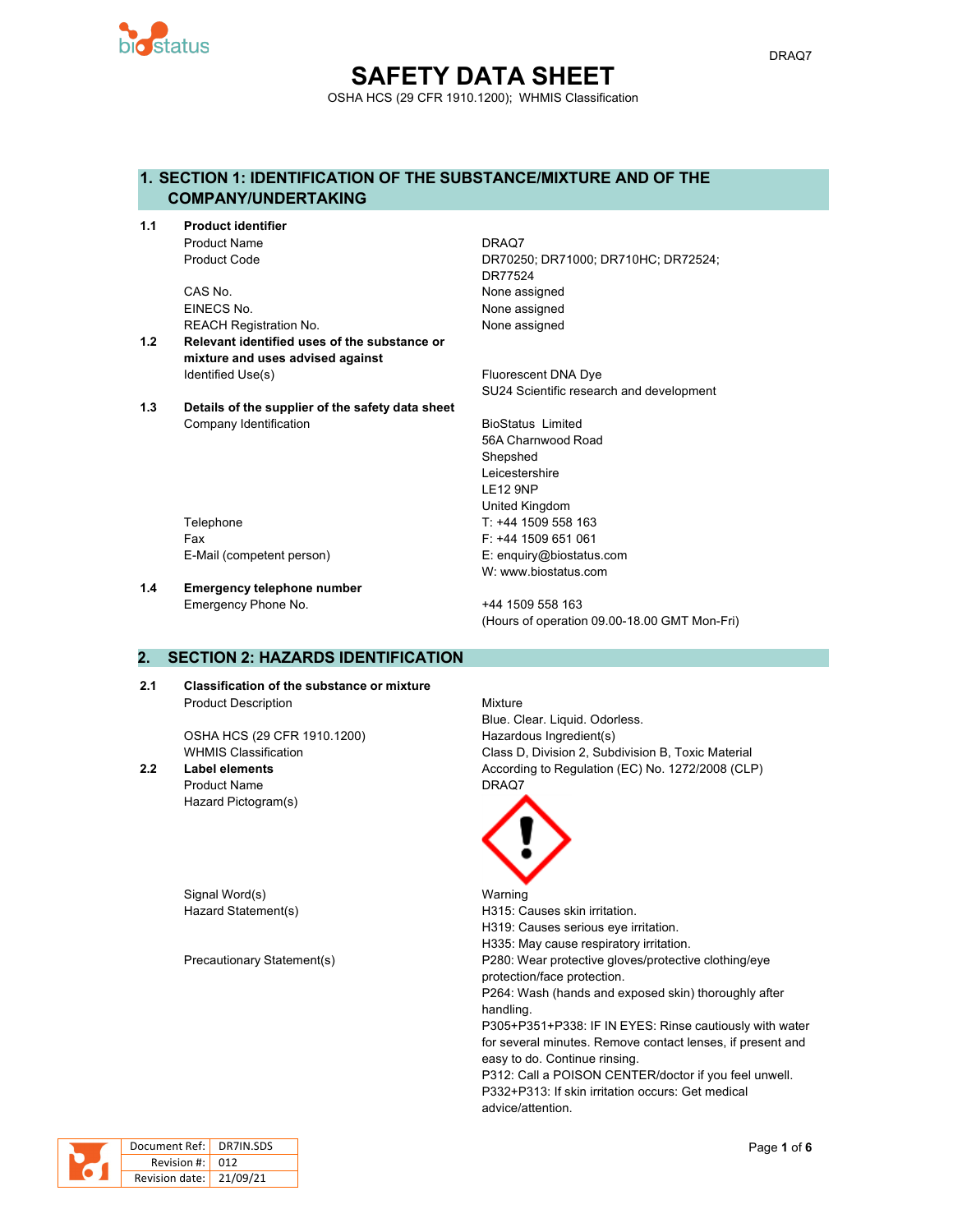# SAFETY DATA SHEET

OSHA HCS (29 CFR 1910.1200); WHMIS Classification

## 1. SECTION 1: IDENTIFICATION OF THE SUBSTANCE/MIXTURE AND OF THE COMPANY/UNDERTAKING

**1.1 Product identifier**

| | |
|---|---|
| Product Name | DRAQ7 |
| Product Code | DR70250; DR71000; DR710HC; DR72524; DR77524 |
| CAS No. | None assigned |
| EINECS No. | None assigned |
| REACH Registration No. | None assigned |

**1.2 Relevant identified uses of the substance or mixture and uses advised against**

| | |
|---|---|
| Identified Use(s) | Fluorescent DNA Dye<br>SU24 Scientific research and development |

**1.3 Details of the supplier of the safety data sheet**

| | |
|---|---|
| Company Identification | BioStatus Limited<br>56A Charnwood Road<br>Shepshed<br>Leicestershire<br>LE12 9NP<br>United Kingdom |
| Telephone | T: +44 1509 558 163 |
| Fax | F: +44 1509 651 061 |
| E-Mail (competent person) | E: enquiry@biostatus.com<br>W: www.biostatus.com |

**1.4 Emergency telephone number**

| | |
|---|---|
| Emergency Phone No. | +44 1509 558 163<br>(Hours of operation 09.00-18.00 GMT Mon-Fri) |

## 2. SECTION 2: HAZARDS IDENTIFICATION

**2.1 Classification of the substance or mixture**

| | |
|---|---|
| Product Description | Mixture<br>Blue. Clear. Liquid. Odorless. |
| OSHA HCS (29 CFR 1910.1200) | Hazardous Ingredient(s) |
| WHMIS Classification | Class D, Division 2, Subdivision B, Toxic Material |

**2.2 Label elements**

According to Regulation (EC) No. 1272/2008 (CLP)

| | |
|---|---|
| Product Name | DRAQ7 |
| Hazard Pictogram(s) | |
| Signal Word(s) | Warning |
| Hazard Statement(s) | H315: Causes skin irritation.<br>H319: Causes serious eye irritation.<br>H335: May cause respiratory irritation. |
| Precautionary Statement(s) | P280: Wear protective gloves/protective clothing/eye protection/face protection.<br>P264: Wash (hands and exposed skin) thoroughly after handling.<br>P305+P351+P338: IF IN EYES: Rinse cautiously with water for several minutes. Remove contact lenses, if present and easy to do. Continue rinsing.<br>P312: Call a POISON CENTER/doctor if you feel unwell.<br>P332+P313: If skin irritation occurs: Get medical advice/attention. |

| | |
|---|---|
| Document Ref: | DR7IN.SDS |
| Revision #: | 012 |
| Revision date: | 21/09/21 |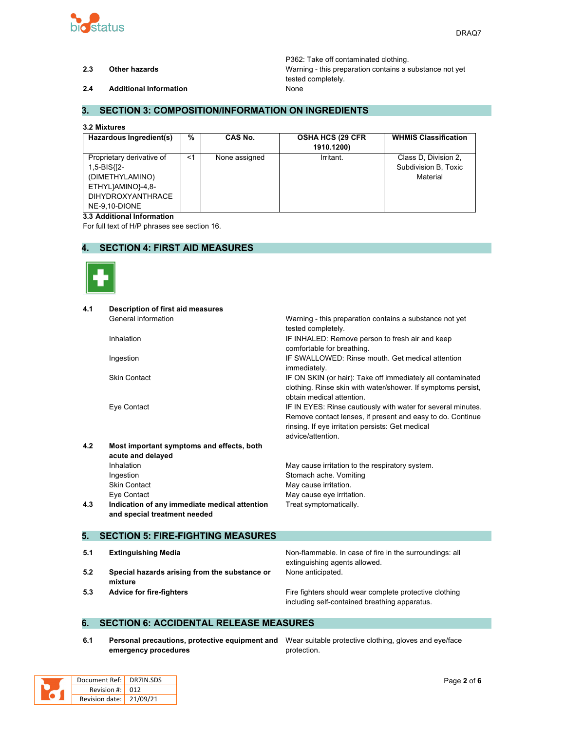P362: Take off contaminated clothing.

**2.3 Other hazards** — Warning - this preparation contains a substance not yet tested completely.

**2.4 Additional Information** — None

## 3. SECTION 3: COMPOSITION/INFORMATION ON INGREDIENTS

**3.2 Mixtures**

| Hazardous Ingredient(s) | % | CAS No. | OSHA HCS (29 CFR 1910.1200) | WHMIS Classification |
|---|---|---|---|---|
| Proprietary derivative of 1,5-BIS{[2-(DIMETHYLAMINO) ETHYL]AMINO}-4,8-DIHYDROXYANTHRACENE-9,10-DIONE | <1 | None assigned | Irritant. | Class D, Division 2, Subdivision B, Toxic Material |

**3.3 Additional Information**

For full text of H/P phrases see section 16.

## 4. SECTION 4: FIRST AID MEASURES

**4.1 Description of first aid measures**

| | |
|---|---|
| General information | Warning - this preparation contains a substance not yet tested completely. |
| Inhalation | IF INHALED: Remove person to fresh air and keep comfortable for breathing. |
| Ingestion | IF SWALLOWED: Rinse mouth. Get medical attention immediately. |
| Skin Contact | IF ON SKIN (or hair): Take off immediately all contaminated clothing. Rinse skin with water/shower. If symptoms persist, obtain medical attention. |
| Eye Contact | IF IN EYES: Rinse cautiously with water for several minutes. Remove contact lenses, if present and easy to do. Continue rinsing. If eye irritation persists: Get medical advice/attention. |

**4.2 Most important symptoms and effects, both acute and delayed**

| | |
|---|---|
| Inhalation | May cause irritation to the respiratory system. |
| Ingestion | Stomach ache. Vomiting |
| Skin Contact | May cause irritation. |
| Eye Contact | May cause eye irritation. |

**4.3 Indication of any immediate medical attention and special treatment needed** — Treat symptomatically.

## 5. SECTION 5: FIRE-FIGHTING MEASURES

**5.1 Extinguishing Media** — Non-flammable. In case of fire in the surroundings: all extinguishing agents allowed.

**5.2 Special hazards arising from the substance or mixture** — None anticipated.

**5.3 Advice for fire-fighters** — Fire fighters should wear complete protective clothing including self-contained breathing apparatus.

## 6. SECTION 6: ACCIDENTAL RELEASE MEASURES

**6.1 Personal precautions, protective equipment and emergency procedures** — Wear suitable protective clothing, gloves and eye/face protection.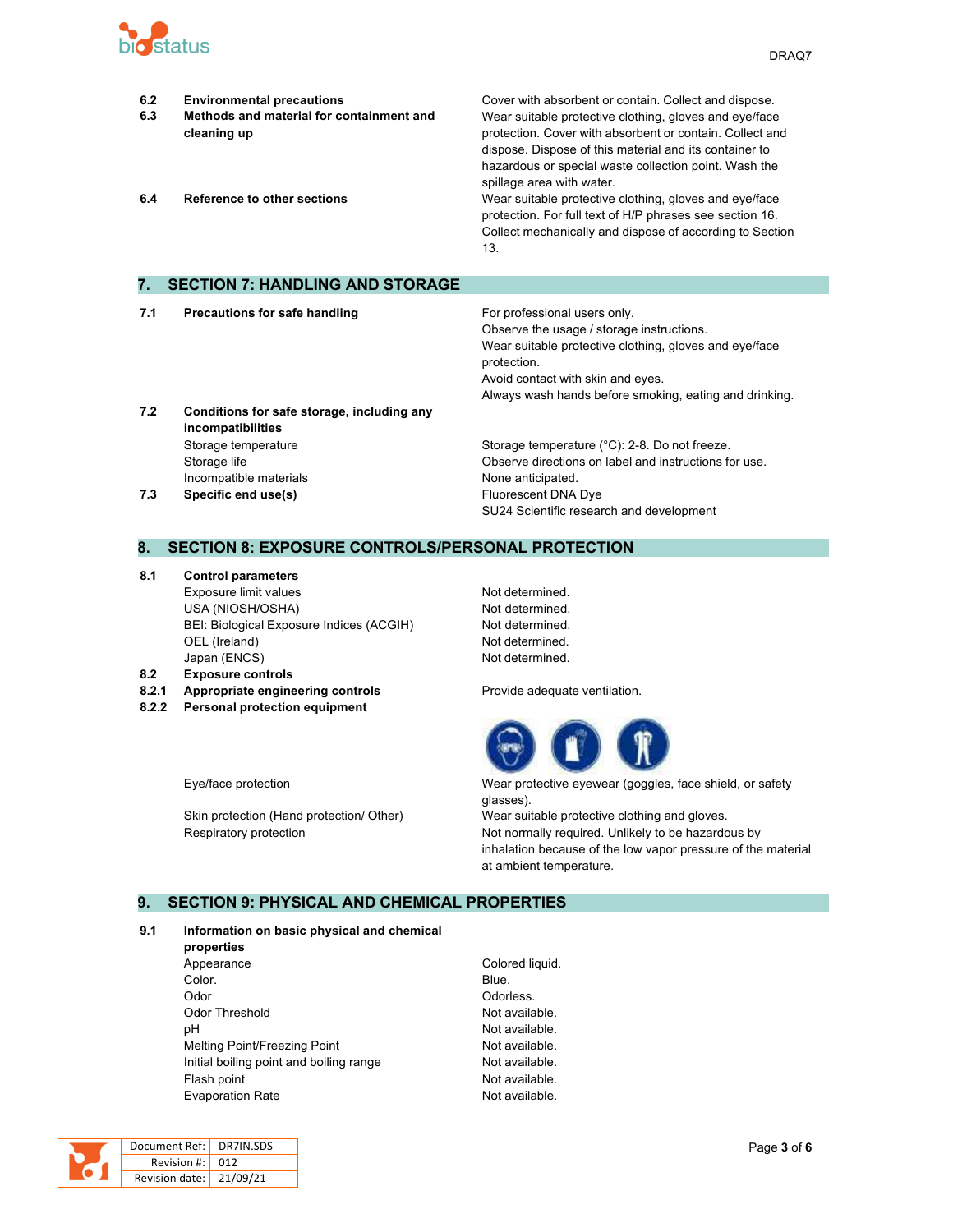| | | |
|---|---|---|
| **6.2** | **Environmental precautions** | Cover with absorbent or contain. Collect and dispose. |
| **6.3** | **Methods and material for containment and cleaning up** | Wear suitable protective clothing, gloves and eye/face protection. Cover with absorbent or contain. Collect and dispose. Dispose of this material and its container to hazardous or special waste collection point. Wash the spillage area with water. |
| **6.4** | **Reference to other sections** | Wear suitable protective clothing, gloves and eye/face protection. For full text of H/P phrases see section 16. Collect mechanically and dispose of according to Section 13. |

## 7. SECTION 7: HANDLING AND STORAGE

| | | |
|---|---|---|
| **7.1** | **Precautions for safe handling** | For professional users only.<br>Observe the usage / storage instructions.<br>Wear suitable protective clothing, gloves and eye/face protection.<br>Avoid contact with skin and eyes.<br>Always wash hands before smoking, eating and drinking. |
| **7.2** | **Conditions for safe storage, including any incompatibilities** | |
| | Storage temperature | Storage temperature (°C): 2-8. Do not freeze. |
| | Storage life | Observe directions on label and instructions for use. |
| | Incompatible materials | None anticipated. |
| **7.3** | **Specific end use(s)** | Fluorescent DNA Dye<br>SU24 Scientific research and development |

## 8. SECTION 8: EXPOSURE CONTROLS/PERSONAL PROTECTION

| | | |
|---|---|---|
| **8.1** | **Control parameters** | |
| | Exposure limit values | Not determined. |
| | USA (NIOSH/OSHA) | Not determined. |
| | BEI: Biological Exposure Indices (ACGIH) | Not determined. |
| | OEL (Ireland) | Not determined. |
| | Japan (ENCS) | Not determined. |
| **8.2** | **Exposure controls** | |
| **8.2.1** | **Appropriate engineering controls** | Provide adequate ventilation. |
| **8.2.2** | **Personal protection equipment** | |
| | Eye/face protection | Wear protective eyewear (goggles, face shield, or safety glasses). |
| | Skin protection (Hand protection/ Other) | Wear suitable protective clothing and gloves. |
| | Respiratory protection | Not normally required. Unlikely to be hazardous by inhalation because of the low vapor pressure of the material at ambient temperature. |

## 9. SECTION 9: PHYSICAL AND CHEMICAL PROPERTIES

| | | |
|---|---|---|
| **9.1** | **Information on basic physical and chemical properties** | |
| | Appearance | Colored liquid. |
| | Color. | Blue. |
| | Odor | Odorless. |
| | Odor Threshold | Not available. |
| | pH | Not available. |
| | Melting Point/Freezing Point | Not available. |
| | Initial boiling point and boiling range | Not available. |
| | Flash point | Not available. |
| | Evaporation Rate | Not available. |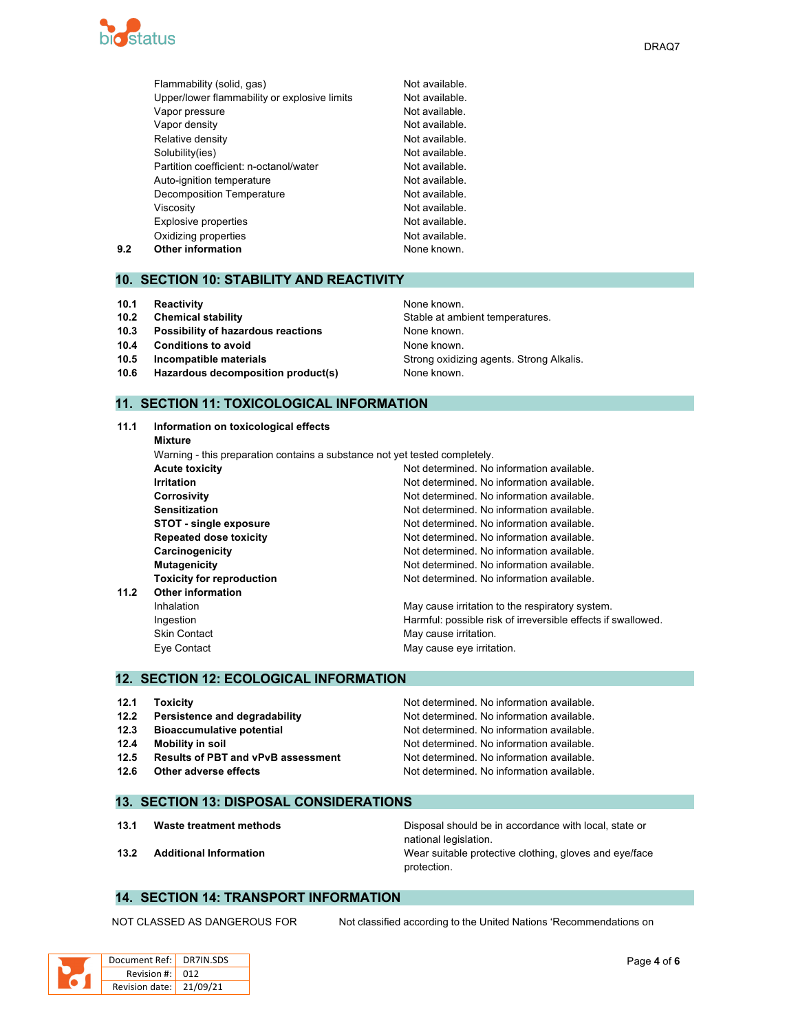| | | |
|---|---|---|
| | Flammability (solid, gas) | Not available. |
| | Upper/lower flammability or explosive limits | Not available. |
| | Vapor pressure | Not available. |
| | Vapor density | Not available. |
| | Relative density | Not available. |
| | Solubility(ies) | Not available. |
| | Partition coefficient: n-octanol/water | Not available. |
| | Auto-ignition temperature | Not available. |
| | Decomposition Temperature | Not available. |
| | Viscosity | Not available. |
| | Explosive properties | Not available. |
| | Oxidizing properties | Not available. |
| **9.2** | **Other information** | None known. |

## 10. SECTION 10: STABILITY AND REACTIVITY

| | | |
|---|---|---|
| **10.1** | **Reactivity** | None known. |
| **10.2** | **Chemical stability** | Stable at ambient temperatures. |
| **10.3** | **Possibility of hazardous reactions** | None known. |
| **10.4** | **Conditions to avoid** | None known. |
| **10.5** | **Incompatible materials** | Strong oxidizing agents. Strong Alkalis. |
| **10.6** | **Hazardous decomposition product(s)** | None known. |

## 11. SECTION 11: TOXICOLOGICAL INFORMATION

**11.1 Information on toxicological effects**

**Mixture**

Warning - this preparation contains a substance not yet tested completely.

| | |
|---|---|
| **Acute toxicity** | Not determined. No information available. |
| **Irritation** | Not determined. No information available. |
| **Corrosivity** | Not determined. No information available. |
| **Sensitization** | Not determined. No information available. |
| **STOT - single exposure** | Not determined. No information available. |
| **Repeated dose toxicity** | Not determined. No information available. |
| **Carcinogenicity** | Not determined. No information available. |
| **Mutagenicity** | Not determined. No information available. |
| **Toxicity for reproduction** | Not determined. No information available. |

**11.2 Other information**

| | |
|---|---|
| Inhalation | May cause irritation to the respiratory system. |
| Ingestion | Harmful: possible risk of irreversible effects if swallowed. |
| Skin Contact | May cause irritation. |
| Eye Contact | May cause eye irritation. |

## 12. SECTION 12: ECOLOGICAL INFORMATION

| | | |
|---|---|---|
| **12.1** | **Toxicity** | Not determined. No information available. |
| **12.2** | **Persistence and degradability** | Not determined. No information available. |
| **12.3** | **Bioaccumulative potential** | Not determined. No information available. |
| **12.4** | **Mobility in soil** | Not determined. No information available. |
| **12.5** | **Results of PBT and vPvB assessment** | Not determined. No information available. |
| **12.6** | **Other adverse effects** | Not determined. No information available. |

## 13. SECTION 13: DISPOSAL CONSIDERATIONS

| | | |
|---|---|---|
| **13.1** | **Waste treatment methods** | Disposal should be in accordance with local, state or national legislation. |
| **13.2** | **Additional Information** | Wear suitable protective clothing, gloves and eye/face protection. |

## 14. SECTION 14: TRANSPORT INFORMATION

NOT CLASSED AS DANGEROUS FOR — Not classified according to the United Nations 'Recommendations on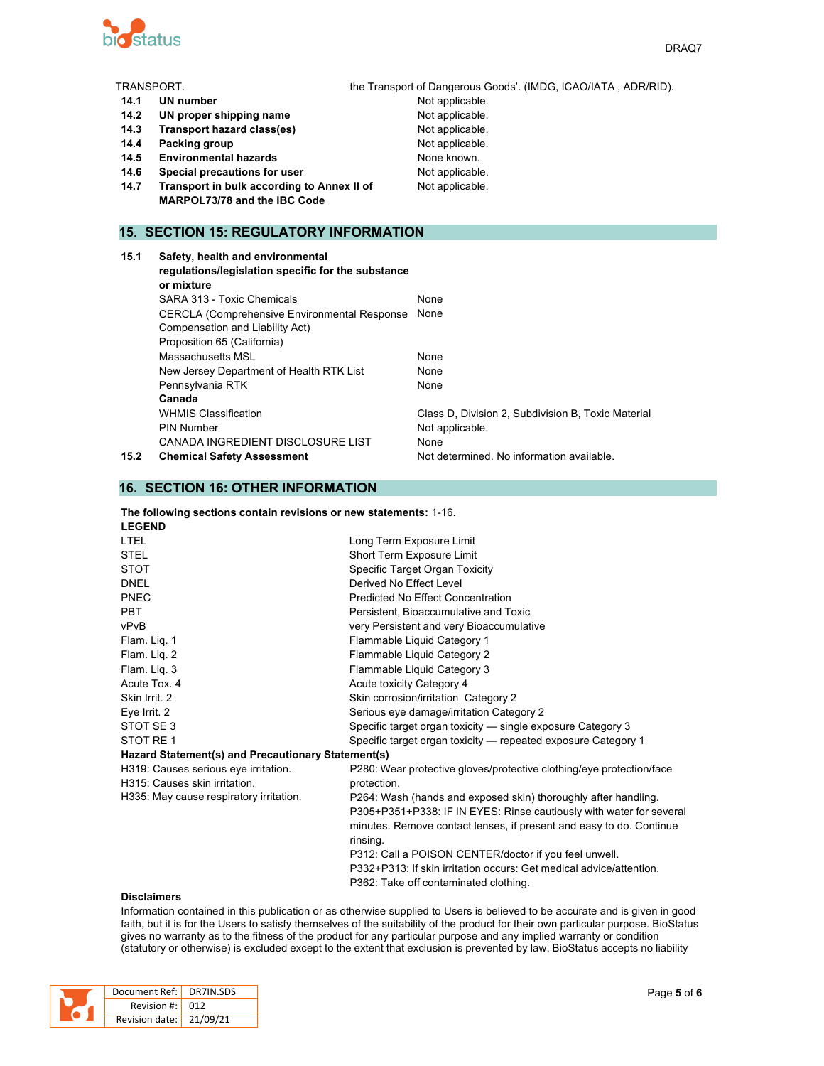TRANSPORT. the Transport of Dangerous Goods'. (IMDG, ICAO/IATA , ADR/RID).

| | | |
|---|---|---|
| **14.1** | **UN number** | Not applicable. |
| **14.2** | **UN proper shipping name** | Not applicable. |
| **14.3** | **Transport hazard class(es)** | Not applicable. |
| **14.4** | **Packing group** | Not applicable. |
| **14.5** | **Environmental hazards** | None known. |
| **14.6** | **Special precautions for user** | Not applicable. |
| **14.7** | **Transport in bulk according to Annex II of MARPOL73/78 and the IBC Code** | Not applicable. |

## 15. SECTION 15: REGULATORY INFORMATION

| | | |
|---|---|---|
| **15.1** | **Safety, health and environmental regulations/legislation specific for the substance or mixture** | |
| | SARA 313 - Toxic Chemicals | None |
| | CERCLA (Comprehensive Environmental Response Compensation and Liability Act) | None |
| | Proposition 65 (California) | |
| | Massachusetts MSL | None |
| | New Jersey Department of Health RTK List | None |
| | Pennsylvania RTK | None |
| | **Canada** | |
| | WHMIS Classification | Class D, Division 2, Subdivision B, Toxic Material |
| | PIN Number | Not applicable. |
| | CANADA INGREDIENT DISCLOSURE LIST | None |
| **15.2** | **Chemical Safety Assessment** | Not determined. No information available. |

## 16. SECTION 16: OTHER INFORMATION

**The following sections contain revisions or new statements:** 1-16.

**LEGEND**

| | |
|---|---|
| LTEL | Long Term Exposure Limit |
| STEL | Short Term Exposure Limit |
| STOT | Specific Target Organ Toxicity |
| DNEL | Derived No Effect Level |
| PNEC | Predicted No Effect Concentration |
| PBT | Persistent, Bioaccumulative and Toxic |
| vPvB | very Persistent and very Bioaccumulative |
| Flam. Liq. 1 | Flammable Liquid Category 1 |
| Flam. Liq. 2 | Flammable Liquid Category 2 |
| Flam. Liq. 3 | Flammable Liquid Category 3 |
| Acute Tox. 4 | Acute toxicity Category 4 |
| Skin Irrit. 2 | Skin corrosion/irritation Category 2 |
| Eye Irrit. 2 | Serious eye damage/irritation Category 2 |
| STOT SE 3 | Specific target organ toxicity — single exposure Category 3 |
| STOT RE 1 | Specific target organ toxicity — repeated exposure Category 1 |

**Hazard Statement(s) and Precautionary Statement(s)**

| | |
|---|---|
| H319: Causes serious eye irritation.<br>H315: Causes skin irritation.<br>H335: May cause respiratory irritation. | P280: Wear protective gloves/protective clothing/eye protection/face protection.<br>P264: Wash (hands and exposed skin) thoroughly after handling.<br>P305+P351+P338: IF IN EYES: Rinse cautiously with water for several minutes. Remove contact lenses, if present and easy to do. Continue rinsing.<br>P312: Call a POISON CENTER/doctor if you feel unwell.<br>P332+P313: If skin irritation occurs: Get medical advice/attention.<br>P362: Take off contaminated clothing. |

**Disclaimers**

Information contained in this publication or as otherwise supplied to Users is believed to be accurate and is given in good faith, but it is for the Users to satisfy themselves of the suitability of the product for their own particular purpose. BioStatus gives no warranty as to the fitness of the product for any particular purpose and any implied warranty or condition (statutory or otherwise) is excluded except to the extent that exclusion is prevented by law. BioStatus accepts no liability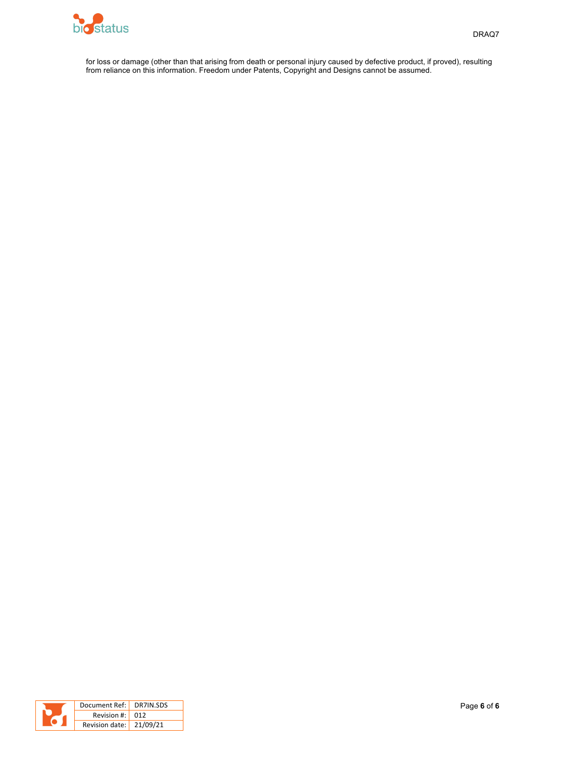for loss or damage (other than that arising from death or personal injury caused by defective product, if proved), resulting from reliance on this information. Freedom under Patents, Copyright and Designs cannot be assumed.